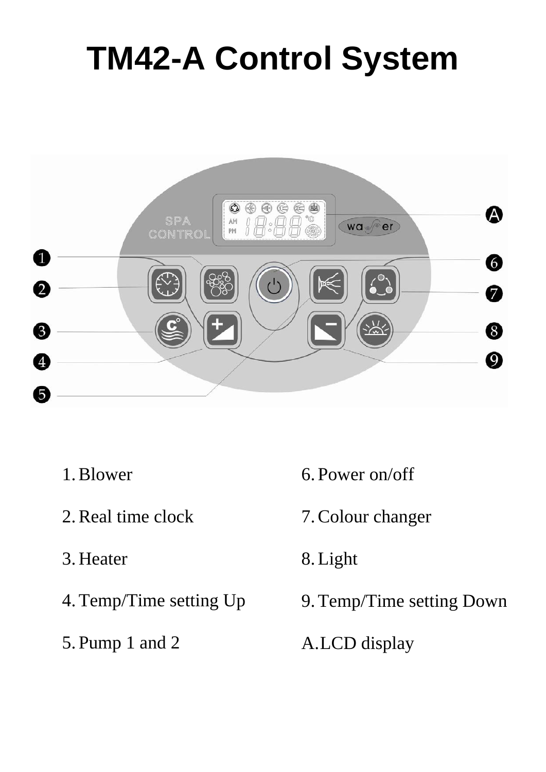# TM42-A Control System

1. Blower
2. Real time clock
3. Heater
4. Temp/Time setting Up
5. Pump 1 and 2
6. Power on/off
7. Colour changer
8. Light
9. Temp/Time setting Down

A. LCD display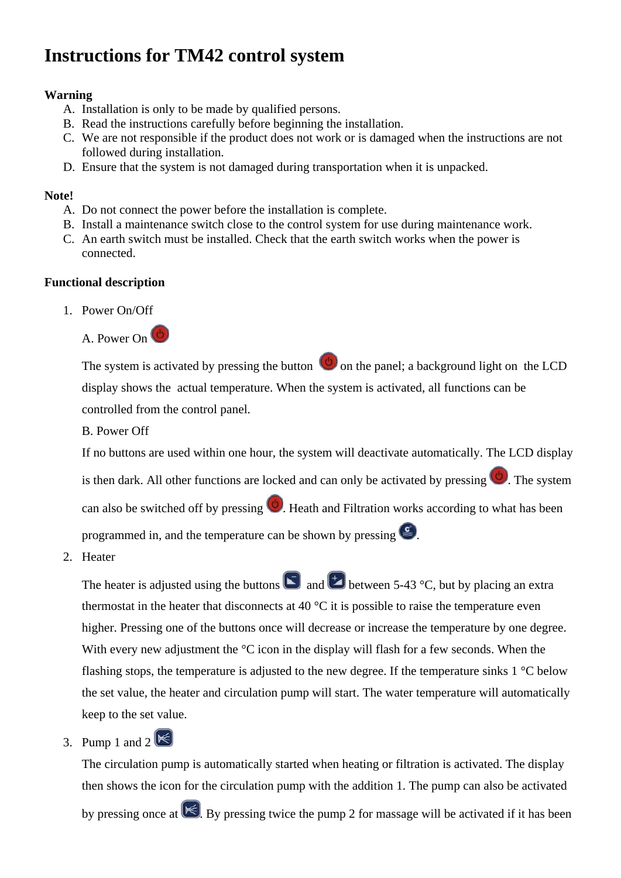# Instructions for TM42 control system

**Warning**

A. Installation is only to be made by qualified persons.
B. Read the instructions carefully before beginning the installation.
C. We are not responsible if the product does not work or is damaged when the instructions are not followed during installation.
D. Ensure that the system is not damaged during transportation when it is unpacked.

**Note!**

A. Do not connect the power before the installation is complete.
B. Install a maintenance switch close to the control system for use during maintenance work.
C. An earth switch must be installed. Check that the earth switch works when the power is connected.

**Functional description**

1. Power On/Off

   A. Power On

   The system is activated by pressing the button on the panel; a background light on the LCD display shows the actual temperature. When the system is activated, all functions can be controlled from the control panel.

   B. Power Off

   If no buttons are used within one hour, the system will deactivate automatically. The LCD display is then dark. All other functions are locked and can only be activated by pressing . The system can also be switched off by pressing . Heath and Filtration works according to what has been programmed in, and the temperature can be shown by pressing .

2. Heater

   The heater is adjusted using the buttons and between 5-43 °C, but by placing an extra thermostat in the heater that disconnects at 40 °C it is possible to raise the temperature even higher. Pressing one of the buttons once will decrease or increase the temperature by one degree. With every new adjustment the °C icon in the display will flash for a few seconds. When the flashing stops, the temperature is adjusted to the new degree. If the temperature sinks 1 °C below the set value, the heater and circulation pump will start. The water temperature will automatically keep to the set value.

3. Pump 1 and 2

   The circulation pump is automatically started when heating or filtration is activated. The display then shows the icon for the circulation pump with the addition 1. The pump can also be activated by pressing once at . By pressing twice the pump 2 for massage will be activated if it has been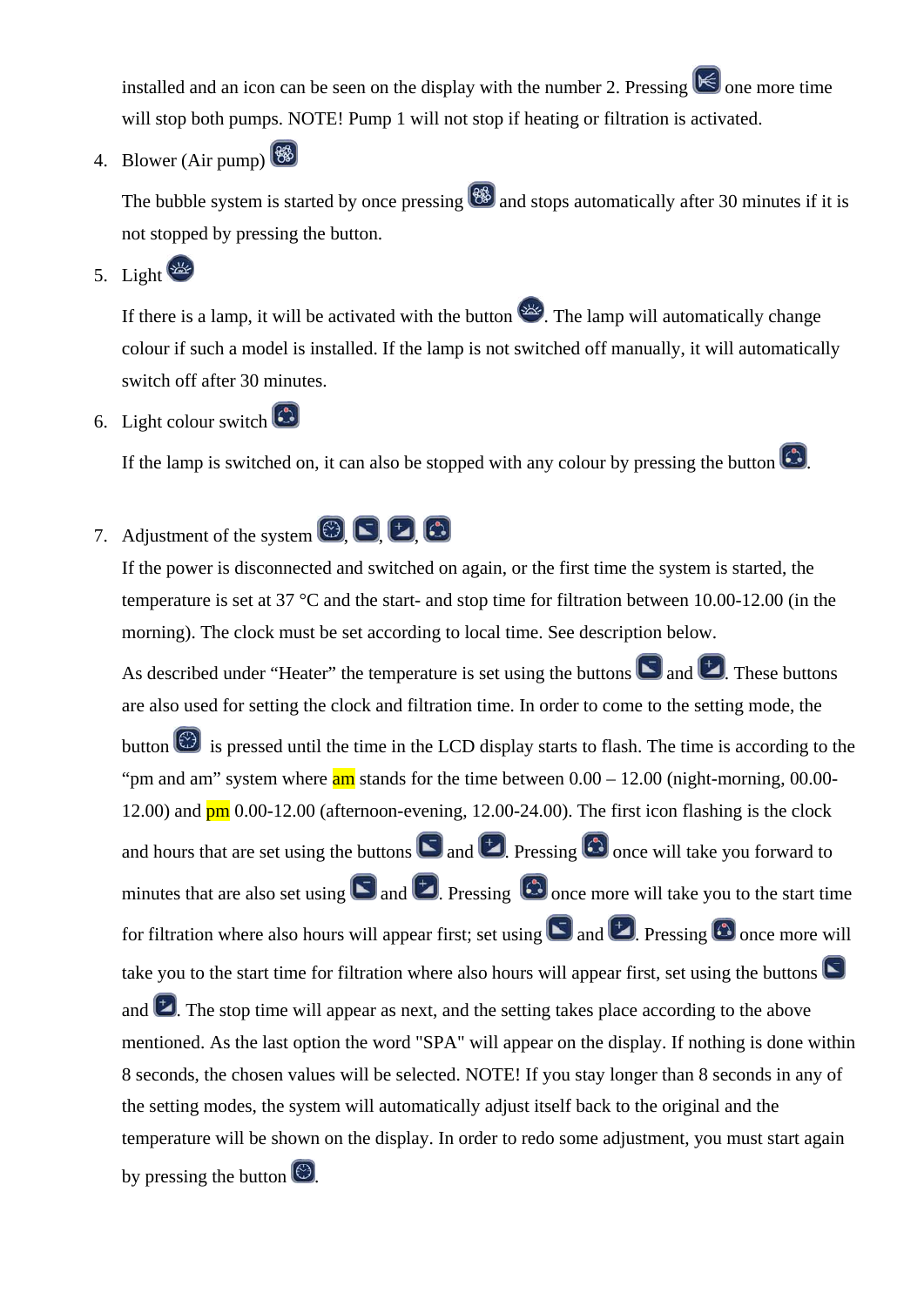installed and an icon can be seen on the display with the number 2. Pressing one more time will stop both pumps. NOTE! Pump 1 will not stop if heating or filtration is activated.

4. Blower (Air pump)

   The bubble system is started by once pressing and stops automatically after 30 minutes if it is not stopped by pressing the button.

5. Light

   If there is a lamp, it will be activated with the button . The lamp will automatically change colour if such a model is installed. If the lamp is not switched off manually, it will automatically switch off after 30 minutes.

6. Light colour switch

   If the lamp is switched on, it can also be stopped with any colour by pressing the button .

7. Adjustment of the system , , ,

   If the power is disconnected and switched on again, or the first time the system is started, the temperature is set at 37 °C and the start- and stop time for filtration between 10.00-12.00 (in the morning). The clock must be set according to local time. See description below.

   As described under "Heater" the temperature is set using the buttons and . These buttons are also used for setting the clock and filtration time. In order to come to the setting mode, the button is pressed until the time in the LCD display starts to flash. The time is according to the "pm and am" system where am stands for the time between 0.00 – 12.00 (night-morning, 00.00-12.00) and pm 0.00-12.00 (afternoon-evening, 12.00-24.00). The first icon flashing is the clock and hours that are set using the buttons and . Pressing once will take you forward to minutes that are also set using and . Pressing once more will take you to the start time for filtration where also hours will appear first; set using and . Pressing once more will take you to the start time for filtration where also hours will appear first, set using the buttons and . The stop time will appear as next, and the setting takes place according to the above mentioned. As the last option the word "SPA" will appear on the display. If nothing is done within 8 seconds, the chosen values will be selected. NOTE! If you stay longer than 8 seconds in any of the setting modes, the system will automatically adjust itself back to the original and the temperature will be shown on the display. In order to redo some adjustment, you must start again by pressing the button .